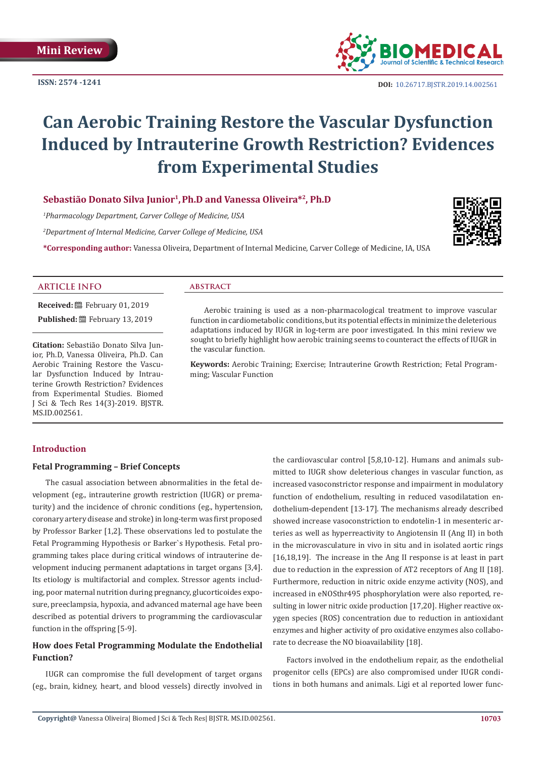Mini Review

ISSN: 2574 -1241

DOI: 10.26717.BJSTR.2019.14.002561

# Can Aerobic Training Restore the Vascular Dysfunction Induced by Intrauterine Growth Restriction? Evidences from Experimental Studies

**Sebastião Donato Silva Junior[1], Ph.D and Vanessa Oliveira*[2], Ph.D**

[1]*Pharmacology Department, Carver College of Medicine, USA*

[2]*Department of Internal Medicine, Carver College of Medicine, USA*

**\*Corresponding author:** Vanessa Oliveira, Department of Internal Medicine, Carver College of Medicine, IA, USA

## ARTICLE INFO

**Received:** February 01, 2019

**Published:** February 13, 2019

**Citation:** Sebastião Silva Junior, Ph.D, Vanessa Oliveira, Ph.D. Can Aerobic Training Restore the Vascular Dysfunction Induced by Intrauterine Growth Restriction? Evidences from Experimental Studies. Biomed J Sci & Tech Res 14(3)-2019. BJSTR. MS.ID.002561.

## ABSTRACT

Aerobic training is used as a non-pharmacological treatment to improve vascular function in cardiometabolic conditions, but its potential effects in minimize the deleterious adaptations induced by IUGR in log-term are poor investigated. In this mini review we sought to briefly highlight how aerobic training seems to counteract the effects of IUGR in the vascular function.

**Keywords:** Aerobic Training; Exercise; Intrauterine Growth Restriction; Fetal Programming; Vascular Function

## Introduction

### Fetal Programming – Brief Concepts

The casual association between abnormalities in the fetal development (eg., intrauterine growth restriction (IUGR) or prematurity) and the incidence of chronic conditions (eg., hypertension, coronary artery disease and stroke) in long-term was first proposed by Professor Barker [1,2]. These observations led to postulate the Fetal Programming Hypothesis or Barker`s Hypothesis. Fetal programming takes place during critical windows of intrauterine development inducing permanent adaptations in target organs [3,4]. Its etiology is multifactorial and complex. Stressor agents including, poor maternal nutrition during pregnancy, glucorticoides exposure, preeclampsia, hypoxia, and advanced maternal age have been described as potential drivers to programming the cardiovascular function in the offspring [5-9].

### How does Fetal Programming Modulate the Endothelial Function?

IUGR can compromise the full development of target organs (eg., brain, kidney, heart, and blood vessels) directly involved in the cardiovascular control [5,8,10-12]. Humans and animals submitted to IUGR show deleterious changes in vascular function, as increased vasoconstrictor response and impairment in modulatory function of endothelium, resulting in reduced vasodilatation endothelium-dependent [13-17]. The mechanisms already described showed increase vasoconstriction to endotelin-1 in mesenteric arteries as well as hyperreactivity to Angiotensin II (Ang II) in both in the microvasculature in vivo in situ and in isolated aortic rings [16,18,19]. The increase in the Ang II response is at least in part due to reduction in the expression of AT2 receptors of Ang II [18]. Furthermore, reduction in nitric oxide enzyme activity (NOS), and increased in eNOSthr495 phosphorylation were also reported, resulting in lower nitric oxide production [17,20]. Higher reactive oxygen species (ROS) concentration due to reduction in antioxidant enzymes and higher activity of pro oxidative enzymes also collaborate to decrease the NO bioavailability [18].

Factors involved in the endothelium repair, as the endothelial progenitor cells (EPCs) are also compromised under IUGR conditions in both humans and animals. Ligi et al reported lower func-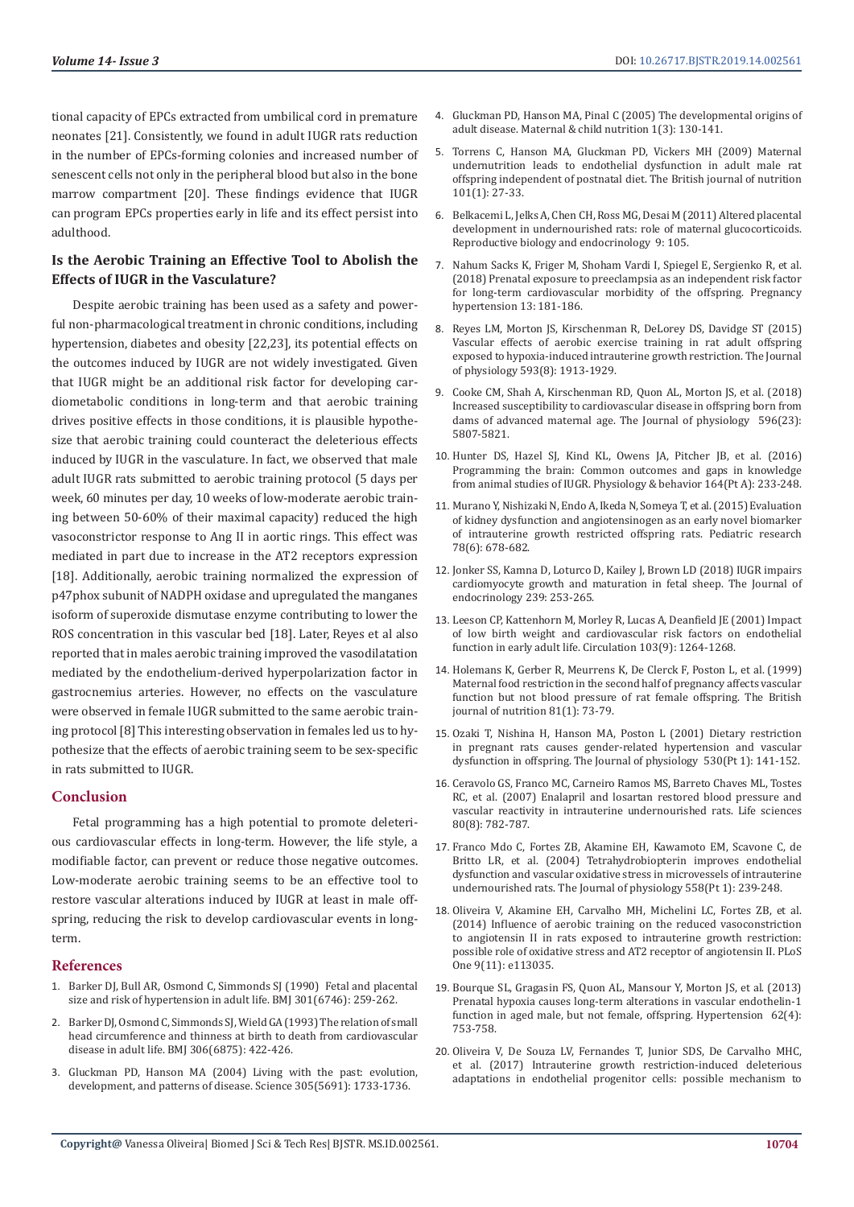tional capacity of EPCs extracted from umbilical cord in premature neonates [21]. Consistently, we found in adult IUGR rats reduction in the number of EPCs-forming colonies and increased number of senescent cells not only in the peripheral blood but also in the bone marrow compartment [20]. These findings evidence that IUGR can program EPCs properties early in life and its effect persist into adulthood.

## Is the Aerobic Training an Effective Tool to Abolish the Effects of IUGR in the Vasculature?

Despite aerobic training has been used as a safety and powerful non-pharmacological treatment in chronic conditions, including hypertension, diabetes and obesity [22,23], its potential effects on the outcomes induced by IUGR are not widely investigated. Given that IUGR might be an additional risk factor for developing cardiometabolic conditions in long-term and that aerobic training drives positive effects in those conditions, it is plausible hypothesize that aerobic training could counteract the deleterious effects induced by IUGR in the vasculature. In fact, we observed that male adult IUGR rats submitted to aerobic training protocol (5 days per week, 60 minutes per day, 10 weeks of low-moderate aerobic training between 50-60% of their maximal capacity) reduced the high vasoconstrictor response to Ang II in aortic rings. This effect was mediated in part due to increase in the AT2 receptors expression [18]. Additionally, aerobic training normalized the expression of p47phox subunit of NADPH oxidase and upregulated the manganes isoform of superoxide dismutase enzyme contributing to lower the ROS concentration in this vascular bed [18]. Later, Reyes et al also reported that in males aerobic training improved the vasodilatation mediated by the endothelium-derived hyperpolarization factor in gastrocnemius arteries. However, no effects on the vasculature were observed in female IUGR submitted to the same aerobic training protocol [8] This interesting observation in females led us to hypothesize that the effects of aerobic training seem to be sex-specific in rats submitted to IUGR.

## Conclusion

Fetal programming has a high potential to promote deleterious cardiovascular effects in long-term. However, the life style, a modifiable factor, can prevent or reduce those negative outcomes. Low-moderate aerobic training seems to be an effective tool to restore vascular alterations induced by IUGR at least in male offspring, reducing the risk to develop cardiovascular events in long-term.

## References

1. Barker DJ, Bull AR, Osmond C, Simmonds SJ (1990) Fetal and placental size and risk of hypertension in adult life. BMJ 301(6746): 259-262.
2. Barker DJ, Osmond C, Simmonds SJ, Wield GA (1993) The relation of small head circumference and thinness at birth to death from cardiovascular disease in adult life. BMJ 306(6875): 422-426.
3. Gluckman PD, Hanson MA (2004) Living with the past: evolution, development, and patterns of disease. Science 305(5691): 1733-1736.
4. Gluckman PD, Hanson MA, Pinal C (2005) The developmental origins of adult disease. Maternal & child nutrition 1(3): 130-141.
5. Torrens C, Hanson MA, Gluckman PD, Vickers MH (2009) Maternal undernutrition leads to endothelial dysfunction in adult male rat offspring independent of postnatal diet. The British journal of nutrition 101(1): 27-33.
6. Belkacemi L, Jelks A, Chen CH, Ross MG, Desai M (2011) Altered placental development in undernourished rats: role of maternal glucocorticoids. Reproductive biology and endocrinology 9: 105.
7. Nahum Sacks K, Friger M, Shoham Vardi I, Spiegel E, Sergienko R, et al. (2018) Prenatal exposure to preeclampsia as an independent risk factor for long-term cardiovascular morbidity of the offspring. Pregnancy hypertension 13: 181-186.
8. Reyes LM, Morton JS, Kirschenman R, DeLorey DS, Davidge ST (2015) Vascular effects of aerobic exercise training in rat adult offspring exposed to hypoxia-induced intrauterine growth restriction. The Journal of physiology 593(8): 1913-1929.
9. Cooke CM, Shah A, Kirschenman RD, Quon AL, Morton JS, et al. (2018) Increased susceptibility to cardiovascular disease in offspring born from dams of advanced maternal age. The Journal of physiology 596(23): 5807-5821.
10. Hunter DS, Hazel SJ, Kind KL, Owens JA, Pitcher JB, et al. (2016) Programming the brain: Common outcomes and gaps in knowledge from animal studies of IUGR. Physiology & behavior 164(Pt A): 233-248.
11. Murano Y, Nishizaki N, Endo A, Ikeda N, Someya T, et al. (2015) Evaluation of kidney dysfunction and angiotensinogen as an early novel biomarker of intrauterine growth restricted offspring rats. Pediatric research 78(6): 678-682.
12. Jonker SS, Kamna D, Loturco D, Kailey J, Brown LD (2018) IUGR impairs cardiomyocyte growth and maturation in fetal sheep. The Journal of endocrinology 239: 253-265.
13. Leeson CP, Kattenhorn M, Morley R, Lucas A, Deanfield JE (2001) Impact of low birth weight and cardiovascular risk factors on endothelial function in early adult life. Circulation 103(9): 1264-1268.
14. Holemans K, Gerber R, Meurrens K, De Clerck F, Poston L, et al. (1999) Maternal food restriction in the second half of pregnancy affects vascular function but not blood pressure of rat female offspring. The British journal of nutrition 81(1): 73-79.
15. Ozaki T, Nishina H, Hanson MA, Poston L (2001) Dietary restriction in pregnant rats causes gender-related hypertension and vascular dysfunction in offspring. The Journal of physiology 530(Pt 1): 141-152.
16. Ceravolo GS, Franco MC, Carneiro Ramos MS, Barreto Chaves ML, Tostes RC, et al. (2007) Enalapril and losartan restored blood pressure and vascular reactivity in intrauterine undernourished rats. Life sciences 80(8): 782-787.
17. Franco Mdo C, Fortes ZB, Akamine EH, Kawamoto EM, Scavone C, de Britto LR, et al. (2004) Tetrahydrobiopterin improves endothelial dysfunction and vascular oxidative stress in microvessels of intrauterine undernourished rats. The Journal of physiology 558(Pt 1): 239-248.
18. Oliveira V, Akamine EH, Carvalho MH, Michelini LC, Fortes ZB, et al. (2014) Influence of aerobic training on the reduced vasoconstriction to angiotensin II in rats exposed to intrauterine growth restriction: possible role of oxidative stress and AT2 receptor of angiotensin II. PLoS One 9(11): e113035.
19. Bourque SL, Gragasin FS, Quon AL, Mansour Y, Morton JS, et al. (2013) Prenatal hypoxia causes long-term alterations in vascular endothelin-1 function in aged male, but not female, offspring. Hypertension 62(4): 753-758.
20. Oliveira V, De Souza LV, Fernandes T, Junior SDS, De Carvalho MHC, et al. (2017) Intrauterine growth restriction-induced deleterious adaptations in endothelial progenitor cells: possible mechanism to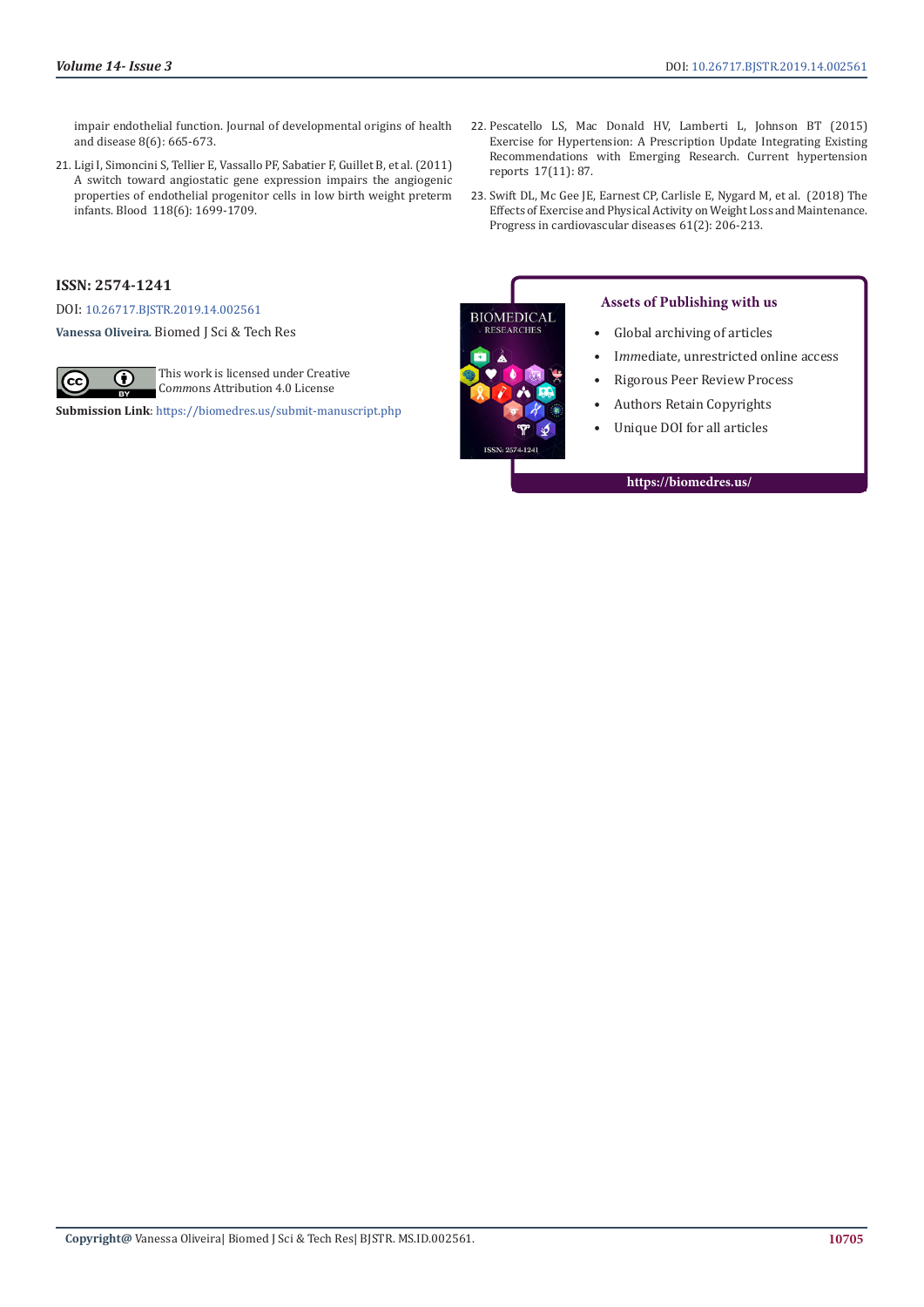impair endothelial function. Journal of developmental origins of health and disease 8(6): 665-673.

21. Ligi I, Simoncini S, Tellier E, Vassallo PF, Sabatier F, Guillet B, et al. (2011) A switch toward angiostatic gene expression impairs the angiogenic properties of endothelial progenitor cells in low birth weight preterm infants. Blood 118(6): 1699-1709.

22. Pescatello LS, Mac Donald HV, Lamberti L, Johnson BT (2015) Exercise for Hypertension: A Prescription Update Integrating Existing Recommendations with Emerging Research. Current hypertension reports 17(11): 87.

23. Swift DL, Mc Gee JE, Earnest CP, Carlisle E, Nygard M, et al. (2018) The Effects of Exercise and Physical Activity on Weight Loss and Maintenance. Progress in cardiovascular diseases 61(2): 206-213.

**ISSN: 2574-1241**

DOI: 10.26717.BJSTR.2019.14.002561

**Vanessa Oliveira.** Biomed J Sci & Tech Res

This work is licensed under Creative Commons Attribution 4.0 License

**Submission Link**: https://biomedres.us/submit-manuscript.php

BIOMEDICAL RESEARCHES

ISSN: 2574-1241

**Assets of Publishing with us**

- Global archiving of articles
- Immediate, unrestricted online access
- Rigorous Peer Review Process
- Authors Retain Copyrights
- Unique DOI for all articles

**https://biomedres.us/**